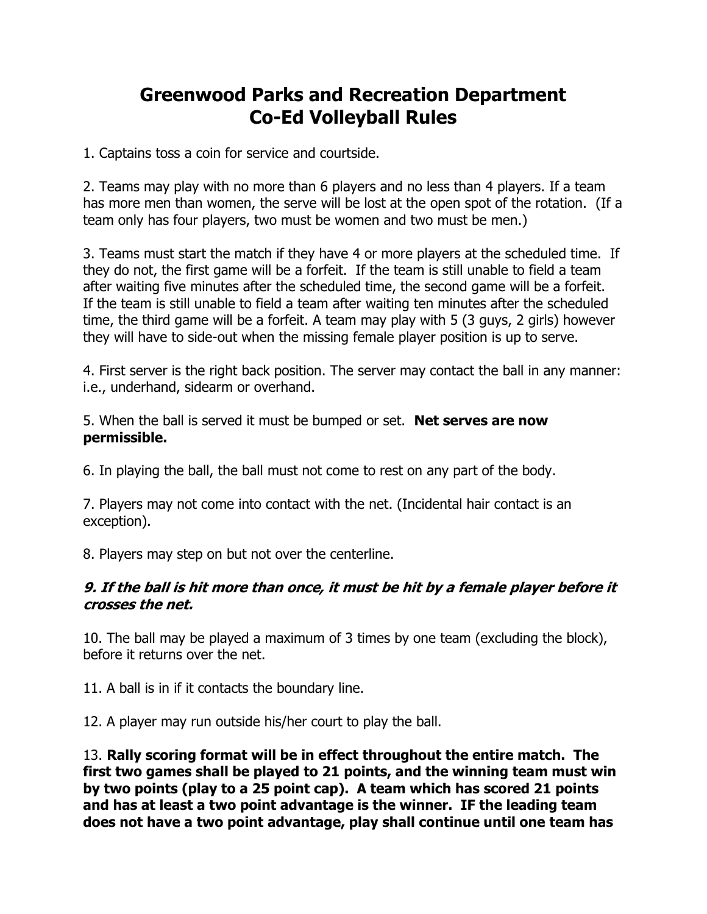# Greenwood Parks and Recreation Department
# Co-Ed Volleyball Rules

1. Captains toss a coin for service and courtside.

2. Teams may play with no more than 6 players and no less than 4 players. If a team has more men than women, the serve will be lost at the open spot of the rotation. (If a team only has four players, two must be women and two must be men.)

3. Teams must start the match if they have 4 or more players at the scheduled time. If they do not, the first game will be a forfeit. If the team is still unable to field a team after waiting five minutes after the scheduled time, the second game will be a forfeit. If the team is still unable to field a team after waiting ten minutes after the scheduled time, the third game will be a forfeit. A team may play with 5 (3 guys, 2 girls) however they will have to side-out when the missing female player position is up to serve.

4. First server is the right back position. The server may contact the ball in any manner: i.e., underhand, sidearm or overhand.

5. When the ball is served it must be bumped or set. **Net serves are now permissible.**

6. In playing the ball, the ball must not come to rest on any part of the body.

7. Players may not come into contact with the net. (Incidental hair contact is an exception).

8. Players may step on but not over the centerline.

***9. If the ball is hit more than once, it must be hit by a female player before it crosses the net.***

10. The ball may be played a maximum of 3 times by one team (excluding the block), before it returns over the net.

11. A ball is in if it contacts the boundary line.

12. A player may run outside his/her court to play the ball.

13. **Rally scoring format will be in effect throughout the entire match. The first two games shall be played to 21 points, and the winning team must win by two points (play to a 25 point cap). A team which has scored 21 points and has at least a two point advantage is the winner. IF the leading team does not have a two point advantage, play shall continue until one team has**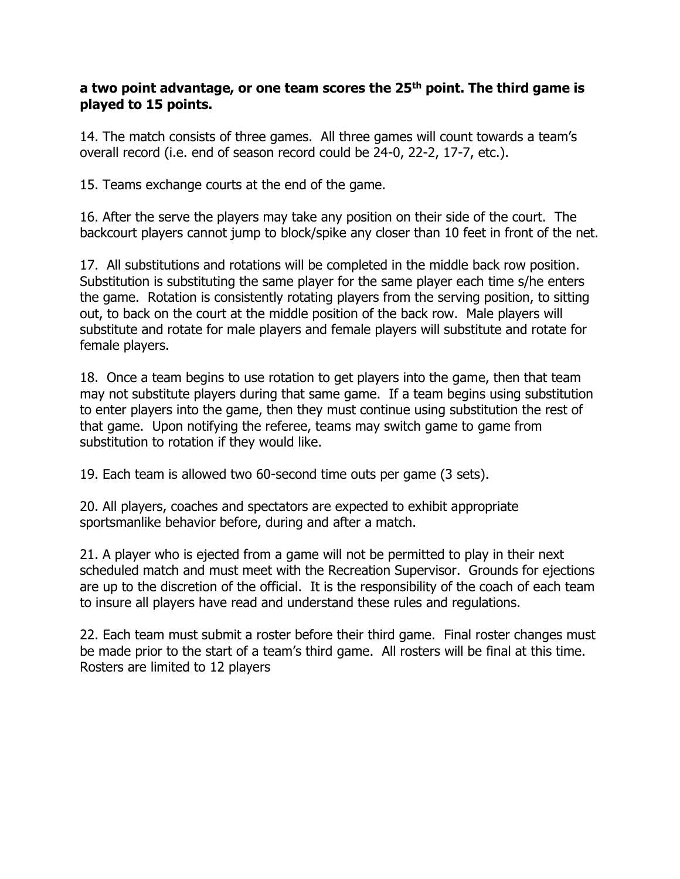**a two point advantage, or one team scores the 25th point. The third game is played to 15 points.**

14. The match consists of three games. All three games will count towards a team's overall record (i.e. end of season record could be 24-0, 22-2, 17-7, etc.).

15. Teams exchange courts at the end of the game.

16. After the serve the players may take any position on their side of the court. The backcourt players cannot jump to block/spike any closer than 10 feet in front of the net.

17. All substitutions and rotations will be completed in the middle back row position. Substitution is substituting the same player for the same player each time s/he enters the game. Rotation is consistently rotating players from the serving position, to sitting out, to back on the court at the middle position of the back row. Male players will substitute and rotate for male players and female players will substitute and rotate for female players.

18. Once a team begins to use rotation to get players into the game, then that team may not substitute players during that same game. If a team begins using substitution to enter players into the game, then they must continue using substitution the rest of that game. Upon notifying the referee, teams may switch game to game from substitution to rotation if they would like.

19. Each team is allowed two 60-second time outs per game (3 sets).

20. All players, coaches and spectators are expected to exhibit appropriate sportsmanlike behavior before, during and after a match.

21. A player who is ejected from a game will not be permitted to play in their next scheduled match and must meet with the Recreation Supervisor. Grounds for ejections are up to the discretion of the official. It is the responsibility of the coach of each team to insure all players have read and understand these rules and regulations.

22. Each team must submit a roster before their third game. Final roster changes must be made prior to the start of a team's third game. All rosters will be final at this time. Rosters are limited to 12 players